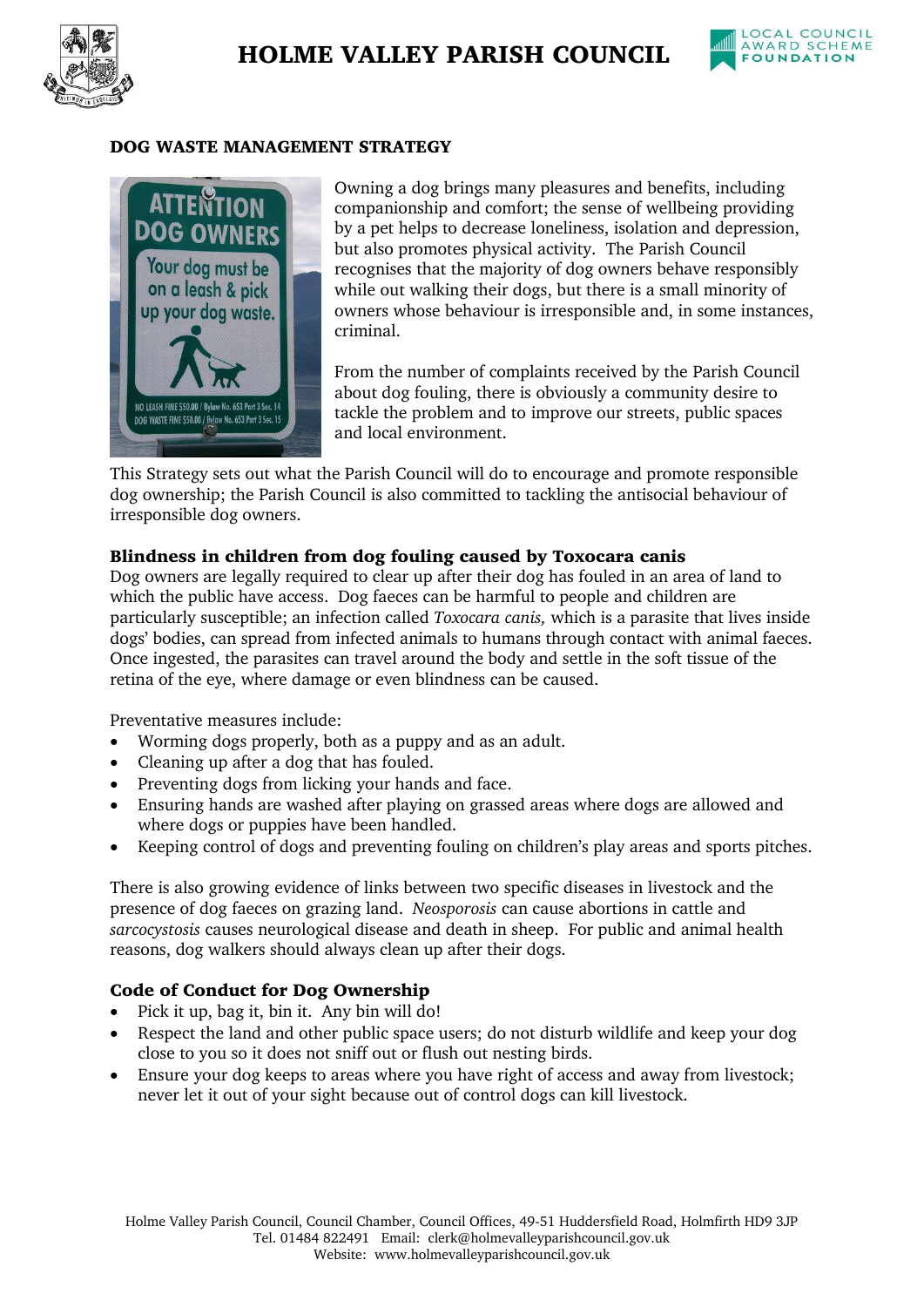# HOLME VALLEY PARISH COUNCIL

## DOG WASTE MANAGEMENT STRATEGY

Owning a dog brings many pleasures and benefits, including companionship and comfort; the sense of wellbeing providing by a pet helps to decrease loneliness, isolation and depression, but also promotes physical activity. The Parish Council recognises that the majority of dog owners behave responsibly while out walking their dogs, but there is a small minority of owners whose behaviour is irresponsible and, in some instances, criminal.

From the number of complaints received by the Parish Council about dog fouling, there is obviously a community desire to tackle the problem and to improve our streets, public spaces and local environment.

This Strategy sets out what the Parish Council will do to encourage and promote responsible dog ownership; the Parish Council is also committed to tackling the antisocial behaviour of irresponsible dog owners.

### Blindness in children from dog fouling caused by Toxocara canis

Dog owners are legally required to clear up after their dog has fouled in an area of land to which the public have access. Dog faeces can be harmful to people and children are particularly susceptible; an infection called *Toxocara canis,* which is a parasite that lives inside dogs' bodies, can spread from infected animals to humans through contact with animal faeces. Once ingested, the parasites can travel around the body and settle in the soft tissue of the retina of the eye, where damage or even blindness can be caused.

Preventative measures include:

- Worming dogs properly, both as a puppy and as an adult.
- Cleaning up after a dog that has fouled.
- Preventing dogs from licking your hands and face.
- Ensuring hands are washed after playing on grassed areas where dogs are allowed and where dogs or puppies have been handled.
- Keeping control of dogs and preventing fouling on children's play areas and sports pitches.

There is also growing evidence of links between two specific diseases in livestock and the presence of dog faeces on grazing land. *Neosporosis* can cause abortions in cattle and *sarcocystosis* causes neurological disease and death in sheep. For public and animal health reasons, dog walkers should always clean up after their dogs.

### Code of Conduct for Dog Ownership

- Pick it up, bag it, bin it. Any bin will do!
- Respect the land and other public space users; do not disturb wildlife and keep your dog close to you so it does not sniff out or flush out nesting birds.
- Ensure your dog keeps to areas where you have right of access and away from livestock; never let it out of your sight because out of control dogs can kill livestock.

Holme Valley Parish Council, Council Chamber, Council Offices, 49-51 Huddersfield Road, Holmfirth HD9 3JP
Tel. 01484 822491 Email: clerk@holmevalleyparishcouncil.gov.uk
Website: www.holmevalleyparishcouncil.gov.uk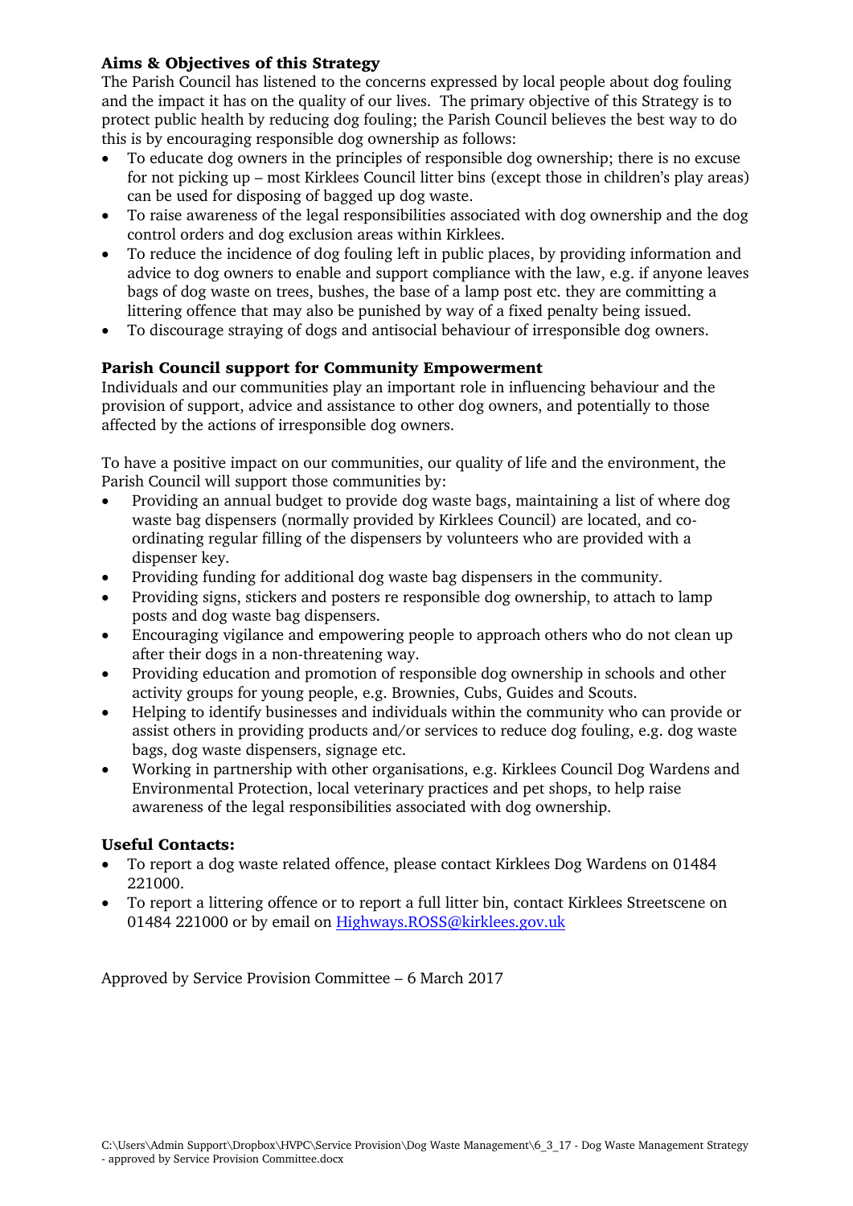## Aims & Objectives of this Strategy

The Parish Council has listened to the concerns expressed by local people about dog fouling and the impact it has on the quality of our lives. The primary objective of this Strategy is to protect public health by reducing dog fouling; the Parish Council believes the best way to do this is by encouraging responsible dog ownership as follows:

- To educate dog owners in the principles of responsible dog ownership; there is no excuse for not picking up – most Kirklees Council litter bins (except those in children's play areas) can be used for disposing of bagged up dog waste.
- To raise awareness of the legal responsibilities associated with dog ownership and the dog control orders and dog exclusion areas within Kirklees.
- To reduce the incidence of dog fouling left in public places, by providing information and advice to dog owners to enable and support compliance with the law, e.g. if anyone leaves bags of dog waste on trees, bushes, the base of a lamp post etc. they are committing a littering offence that may also be punished by way of a fixed penalty being issued.
- To discourage straying of dogs and antisocial behaviour of irresponsible dog owners.

## Parish Council support for Community Empowerment

Individuals and our communities play an important role in influencing behaviour and the provision of support, advice and assistance to other dog owners, and potentially to those affected by the actions of irresponsible dog owners.

To have a positive impact on our communities, our quality of life and the environment, the Parish Council will support those communities by:

- Providing an annual budget to provide dog waste bags, maintaining a list of where dog waste bag dispensers (normally provided by Kirklees Council) are located, and co-ordinating regular filling of the dispensers by volunteers who are provided with a dispenser key.
- Providing funding for additional dog waste bag dispensers in the community.
- Providing signs, stickers and posters re responsible dog ownership, to attach to lamp posts and dog waste bag dispensers.
- Encouraging vigilance and empowering people to approach others who do not clean up after their dogs in a non-threatening way.
- Providing education and promotion of responsible dog ownership in schools and other activity groups for young people, e.g. Brownies, Cubs, Guides and Scouts.
- Helping to identify businesses and individuals within the community who can provide or assist others in providing products and/or services to reduce dog fouling, e.g. dog waste bags, dog waste dispensers, signage etc.
- Working in partnership with other organisations, e.g. Kirklees Council Dog Wardens and Environmental Protection, local veterinary practices and pet shops, to help raise awareness of the legal responsibilities associated with dog ownership.

## Useful Contacts:

- To report a dog waste related offence, please contact Kirklees Dog Wardens on 01484 221000.
- To report a littering offence or to report a full litter bin, contact Kirklees Streetscene on 01484 221000 or by email on Highways.ROSS@kirklees.gov.uk

Approved by Service Provision Committee – 6 March 2017